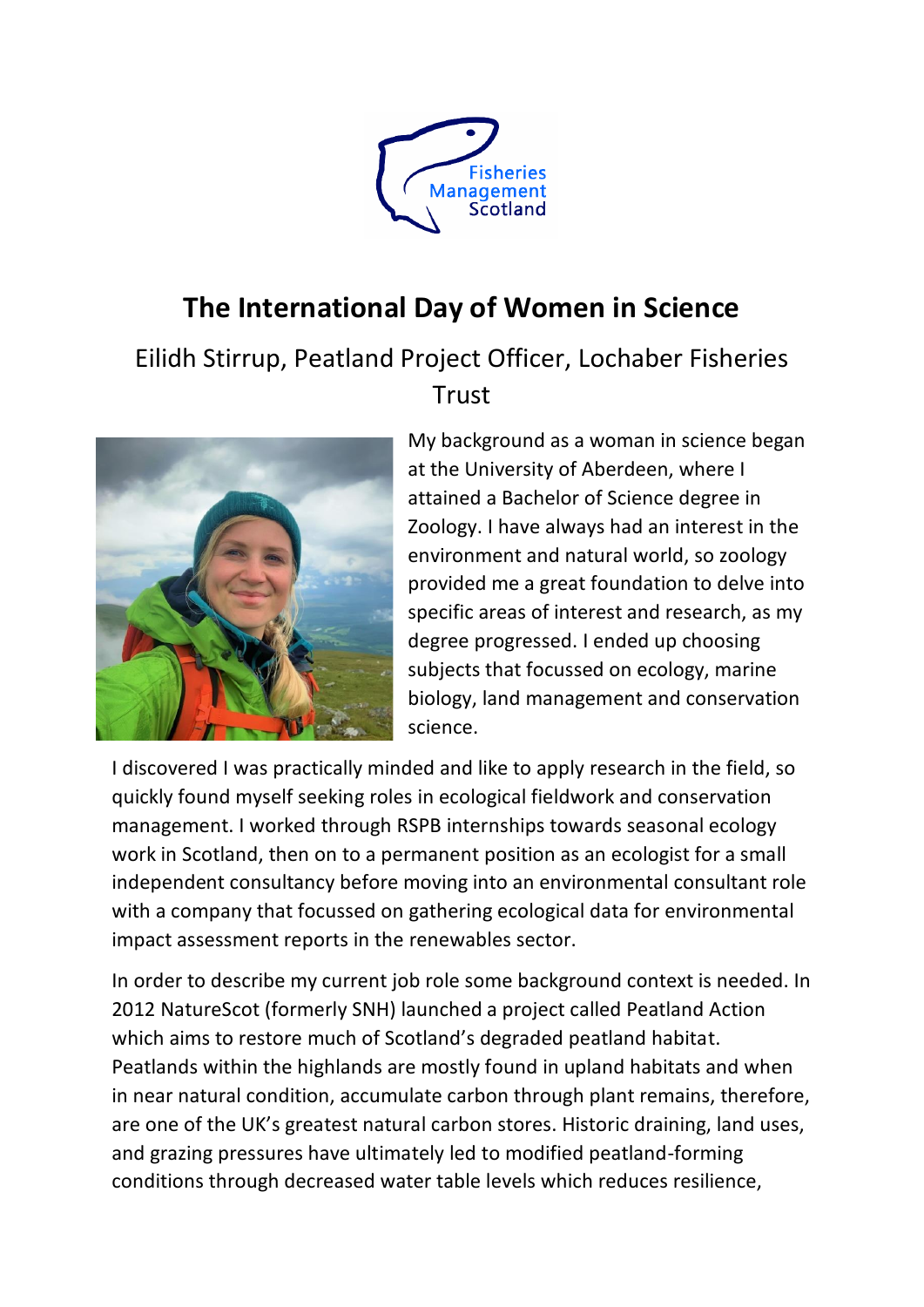Fisheries Management Scotland

# The International Day of Women in Science

## Eilidh Stirrup, Peatland Project Officer, Lochaber Fisheries Trust

My background as a woman in science began at the University of Aberdeen, where I attained a Bachelor of Science degree in Zoology. I have always had an interest in the environment and natural world, so zoology provided me a great foundation to delve into specific areas of interest and research, as my degree progressed. I ended up choosing subjects that focussed on ecology, marine biology, land management and conservation science.

I discovered I was practically minded and like to apply research in the field, so quickly found myself seeking roles in ecological fieldwork and conservation management. I worked through RSPB internships towards seasonal ecology work in Scotland, then on to a permanent position as an ecologist for a small independent consultancy before moving into an environmental consultant role with a company that focussed on gathering ecological data for environmental impact assessment reports in the renewables sector.

In order to describe my current job role some background context is needed. In 2012 NatureScot (formerly SNH) launched a project called Peatland Action which aims to restore much of Scotland's degraded peatland habitat. Peatlands within the highlands are mostly found in upland habitats and when in near natural condition, accumulate carbon through plant remains, therefore, are one of the UK's greatest natural carbon stores. Historic draining, land uses, and grazing pressures have ultimately led to modified peatland-forming conditions through decreased water table levels which reduces resilience,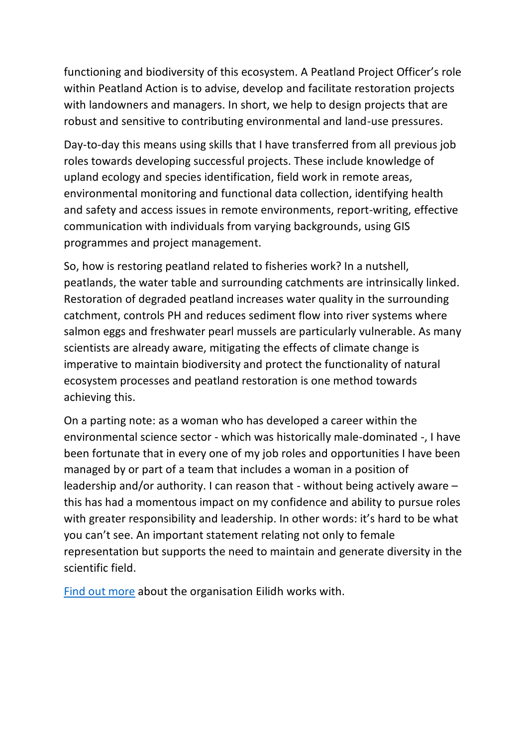functioning and biodiversity of this ecosystem. A Peatland Project Officer's role within Peatland Action is to advise, develop and facilitate restoration projects with landowners and managers. In short, we help to design projects that are robust and sensitive to contributing environmental and land-use pressures.

Day-to-day this means using skills that I have transferred from all previous job roles towards developing successful projects. These include knowledge of upland ecology and species identification, field work in remote areas, environmental monitoring and functional data collection, identifying health and safety and access issues in remote environments, report-writing, effective communication with individuals from varying backgrounds, using GIS programmes and project management.

So, how is restoring peatland related to fisheries work? In a nutshell, peatlands, the water table and surrounding catchments are intrinsically linked. Restoration of degraded peatland increases water quality in the surrounding catchment, controls PH and reduces sediment flow into river systems where salmon eggs and freshwater pearl mussels are particularly vulnerable. As many scientists are already aware, mitigating the effects of climate change is imperative to maintain biodiversity and protect the functionality of natural ecosystem processes and peatland restoration is one method towards achieving this.

On a parting note: as a woman who has developed a career within the environmental science sector - which was historically male-dominated -, I have been fortunate that in every one of my job roles and opportunities I have been managed by or part of a team that includes a woman in a position of leadership and/or authority. I can reason that - without being actively aware – this has had a momentous impact on my confidence and ability to pursue roles with greater responsibility and leadership. In other words: it's hard to be what you can't see. An important statement relating not only to female representation but supports the need to maintain and generate diversity in the scientific field.

[Find out more] about the organisation Eilidh works with.